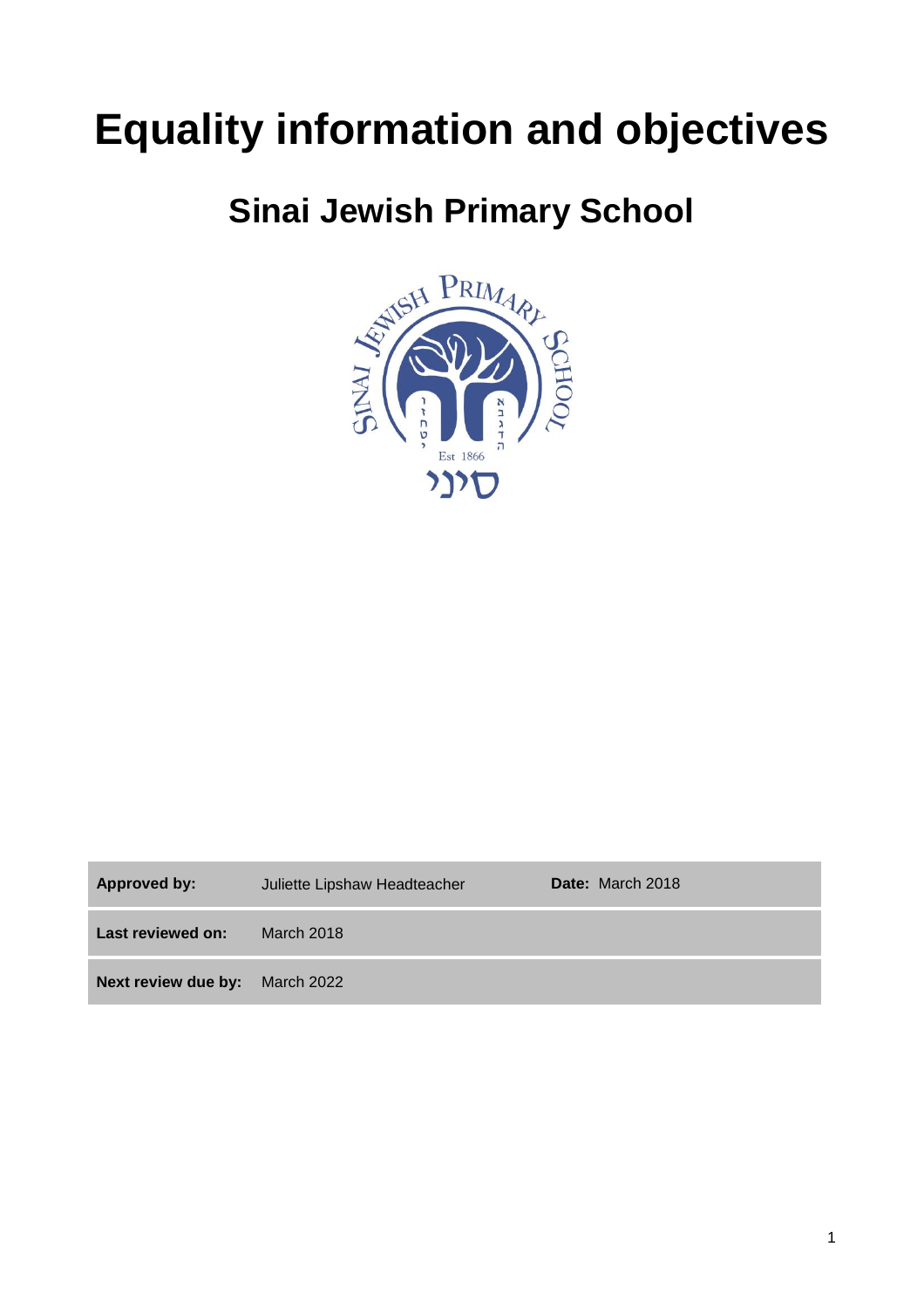# Equality information and objectives

## Sinai Jewish Primary School

| | | | |
|---|---|---|---|
| **Approved by:** | Juliette Lipshaw Headteacher | **Date:** March 2018 | |
| **Last reviewed on:** | March 2018 | | |
| **Next review due by:** | March 2022 | | |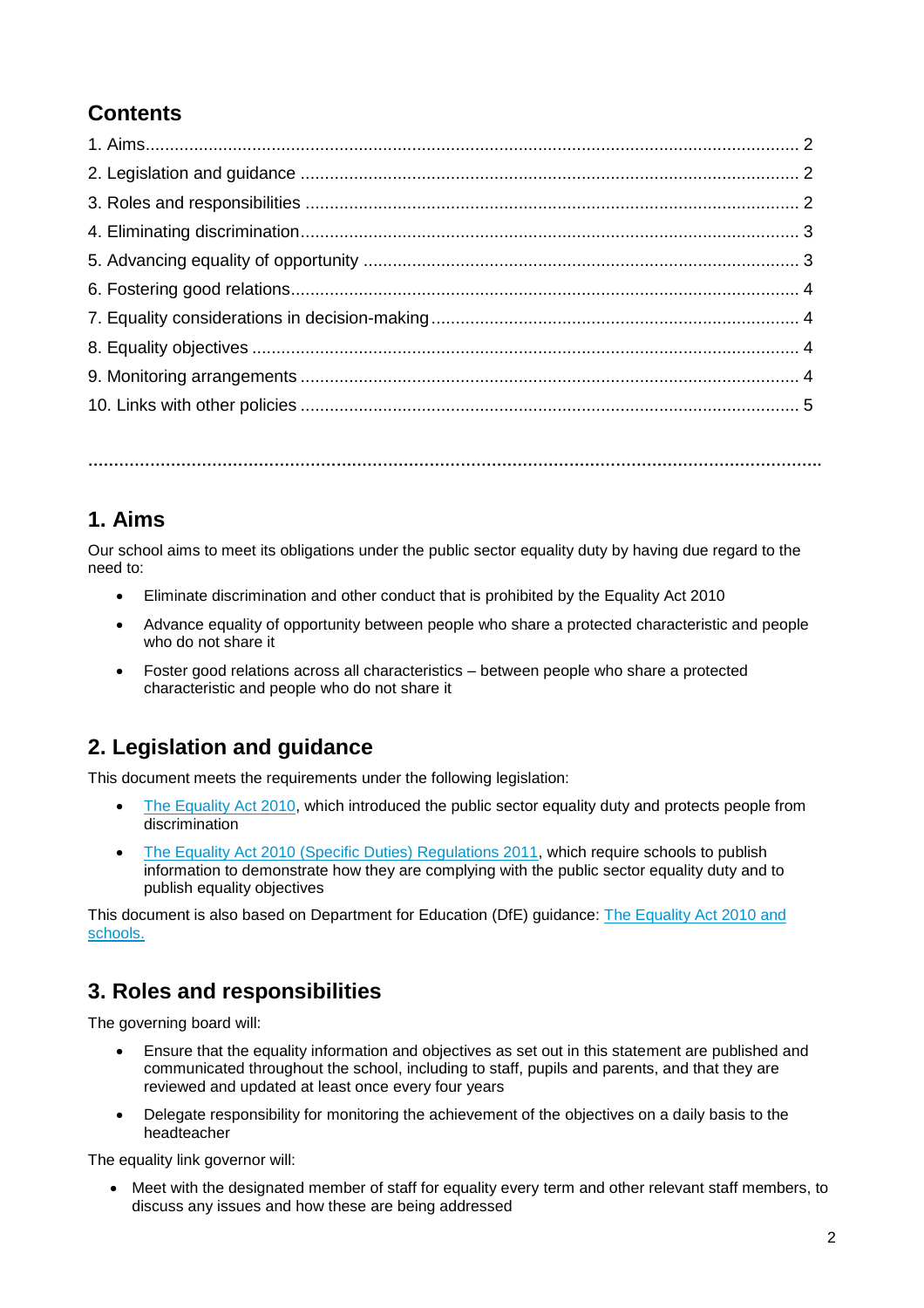## Contents

1. Aims ..... 2
2. Legislation and guidance ..... 2
3. Roles and responsibilities ..... 2
4. Eliminating discrimination ..... 3
5. Advancing equality of opportunity ..... 3
6. Fostering good relations ..... 4
7. Equality considerations in decision-making ..... 4
8. Equality objectives ..... 4
9. Monitoring arrangements ..... 4
10. Links with other policies ..... 5

---

## 1. Aims

Our school aims to meet its obligations under the public sector equality duty by having due regard to the need to:

- Eliminate discrimination and other conduct that is prohibited by the Equality Act 2010
- Advance equality of opportunity between people who share a protected characteristic and people who do not share it
- Foster good relations across all characteristics – between people who share a protected characteristic and people who do not share it

## 2. Legislation and guidance

This document meets the requirements under the following legislation:

- The Equality Act 2010, which introduced the public sector equality duty and protects people from discrimination
- The Equality Act 2010 (Specific Duties) Regulations 2011, which require schools to publish information to demonstrate how they are complying with the public sector equality duty and to publish equality objectives

This document is also based on Department for Education (DfE) guidance: The Equality Act 2010 and schools.

## 3. Roles and responsibilities

The governing board will:

- Ensure that the equality information and objectives as set out in this statement are published and communicated throughout the school, including to staff, pupils and parents, and that they are reviewed and updated at least once every four years
- Delegate responsibility for monitoring the achievement of the objectives on a daily basis to the headteacher

The equality link governor will:

- Meet with the designated member of staff for equality every term and other relevant staff members, to discuss any issues and how these are being addressed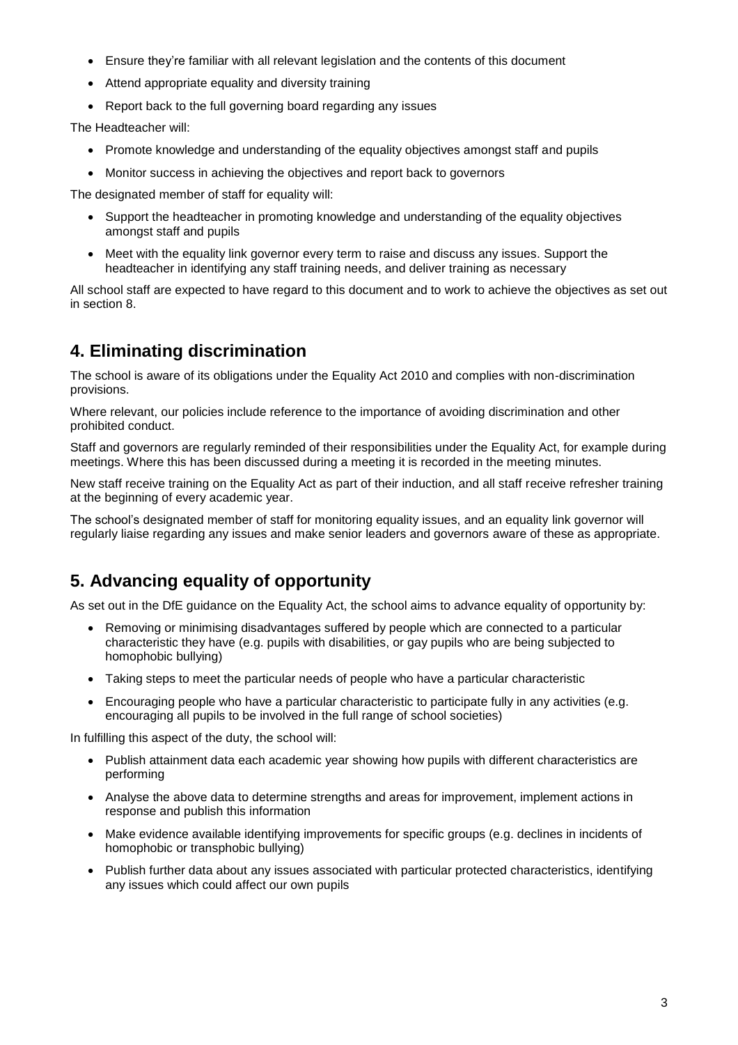- Ensure they're familiar with all relevant legislation and the contents of this document
- Attend appropriate equality and diversity training
- Report back to the full governing board regarding any issues

The Headteacher will:

- Promote knowledge and understanding of the equality objectives amongst staff and pupils
- Monitor success in achieving the objectives and report back to governors

The designated member of staff for equality will:

- Support the headteacher in promoting knowledge and understanding of the equality objectives amongst staff and pupils
- Meet with the equality link governor every term to raise and discuss any issues. Support the headteacher in identifying any staff training needs, and deliver training as necessary

All school staff are expected to have regard to this document and to work to achieve the objectives as set out in section 8.

## 4. Eliminating discrimination

The school is aware of its obligations under the Equality Act 2010 and complies with non-discrimination provisions.

Where relevant, our policies include reference to the importance of avoiding discrimination and other prohibited conduct.

Staff and governors are regularly reminded of their responsibilities under the Equality Act, for example during meetings. Where this has been discussed during a meeting it is recorded in the meeting minutes.

New staff receive training on the Equality Act as part of their induction, and all staff receive refresher training at the beginning of every academic year.

The school's designated member of staff for monitoring equality issues, and an equality link governor will regularly liaise regarding any issues and make senior leaders and governors aware of these as appropriate.

## 5. Advancing equality of opportunity

As set out in the DfE guidance on the Equality Act, the school aims to advance equality of opportunity by:

- Removing or minimising disadvantages suffered by people which are connected to a particular characteristic they have (e.g. pupils with disabilities, or gay pupils who are being subjected to homophobic bullying)
- Taking steps to meet the particular needs of people who have a particular characteristic
- Encouraging people who have a particular characteristic to participate fully in any activities (e.g. encouraging all pupils to be involved in the full range of school societies)

In fulfilling this aspect of the duty, the school will:

- Publish attainment data each academic year showing how pupils with different characteristics are performing
- Analyse the above data to determine strengths and areas for improvement, implement actions in response and publish this information
- Make evidence available identifying improvements for specific groups (e.g. declines in incidents of homophobic or transphobic bullying)
- Publish further data about any issues associated with particular protected characteristics, identifying any issues which could affect our own pupils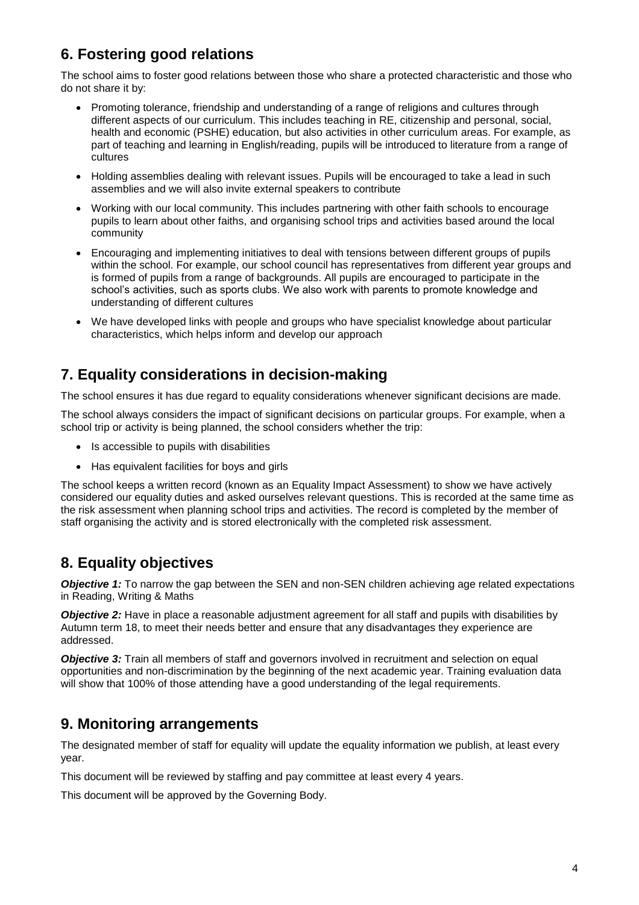## 6. Fostering good relations

The school aims to foster good relations between those who share a protected characteristic and those who do not share it by:

- Promoting tolerance, friendship and understanding of a range of religions and cultures through different aspects of our curriculum. This includes teaching in RE, citizenship and personal, social, health and economic (PSHE) education, but also activities in other curriculum areas. For example, as part of teaching and learning in English/reading, pupils will be introduced to literature from a range of cultures
- Holding assemblies dealing with relevant issues. Pupils will be encouraged to take a lead in such assemblies and we will also invite external speakers to contribute
- Working with our local community. This includes partnering with other faith schools to encourage pupils to learn about other faiths, and organising school trips and activities based around the local community
- Encouraging and implementing initiatives to deal with tensions between different groups of pupils within the school. For example, our school council has representatives from different year groups and is formed of pupils from a range of backgrounds. All pupils are encouraged to participate in the school's activities, such as sports clubs. We also work with parents to promote knowledge and understanding of different cultures
- We have developed links with people and groups who have specialist knowledge about particular characteristics, which helps inform and develop our approach

## 7. Equality considerations in decision-making

The school ensures it has due regard to equality considerations whenever significant decisions are made.

The school always considers the impact of significant decisions on particular groups. For example, when a school trip or activity is being planned, the school considers whether the trip:

- Is accessible to pupils with disabilities
- Has equivalent facilities for boys and girls

The school keeps a written record (known as an Equality Impact Assessment) to show we have actively considered our equality duties and asked ourselves relevant questions. This is recorded at the same time as the risk assessment when planning school trips and activities. The record is completed by the member of staff organising the activity and is stored electronically with the completed risk assessment.

## 8. Equality objectives

***Objective 1:*** To narrow the gap between the SEN and non-SEN children achieving age related expectations in Reading, Writing & Maths

***Objective 2:*** Have in place a reasonable adjustment agreement for all staff and pupils with disabilities by Autumn term 18, to meet their needs better and ensure that any disadvantages they experience are addressed.

***Objective 3:*** Train all members of staff and governors involved in recruitment and selection on equal opportunities and non-discrimination by the beginning of the next academic year. Training evaluation data will show that 100% of those attending have a good understanding of the legal requirements.

## 9. Monitoring arrangements

The designated member of staff for equality will update the equality information we publish, at least every year.

This document will be reviewed by staffing and pay committee at least every 4 years.

This document will be approved by the Governing Body.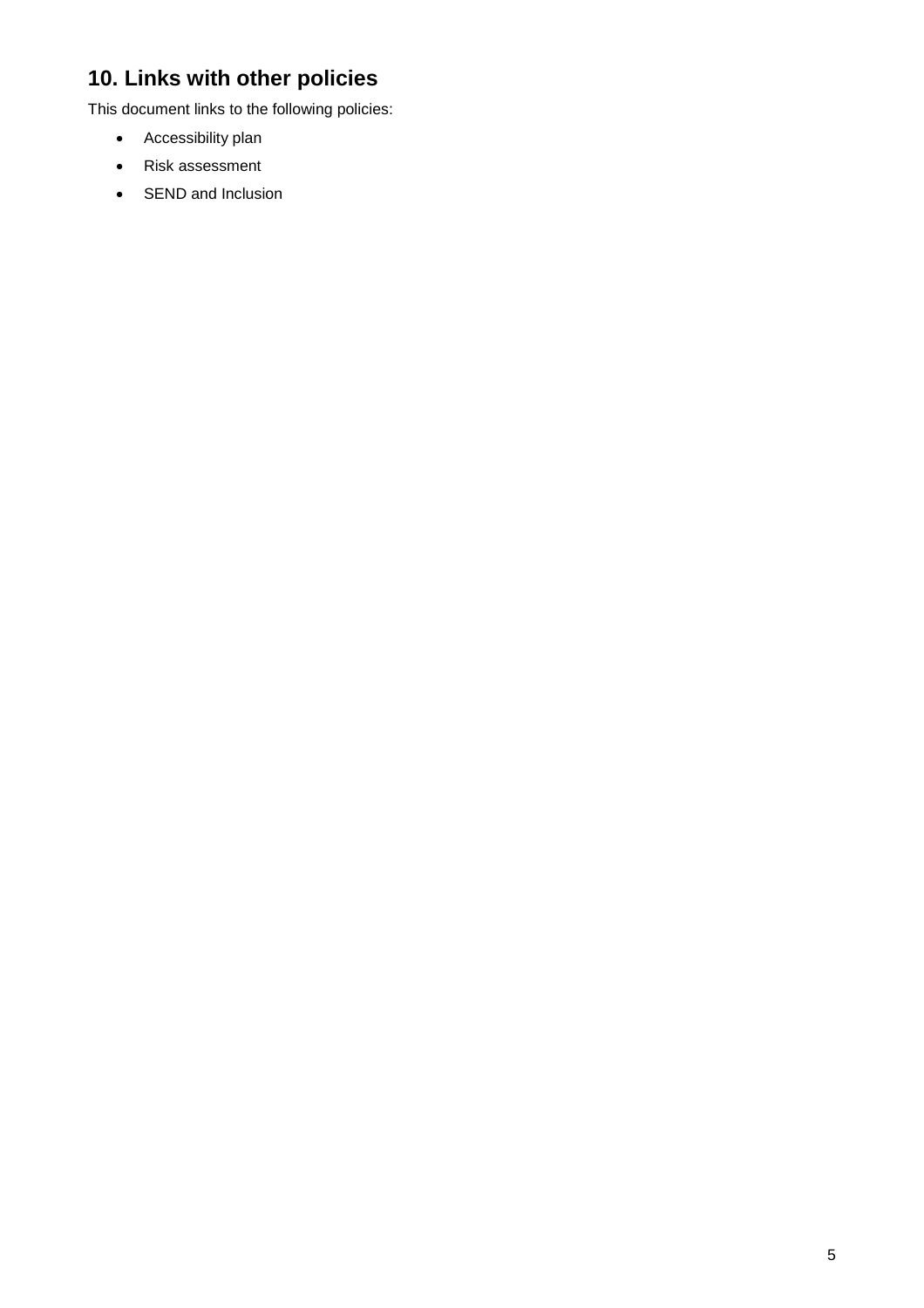## 10. Links with other policies

This document links to the following policies:

- Accessibility plan
- Risk assessment
- SEND and Inclusion